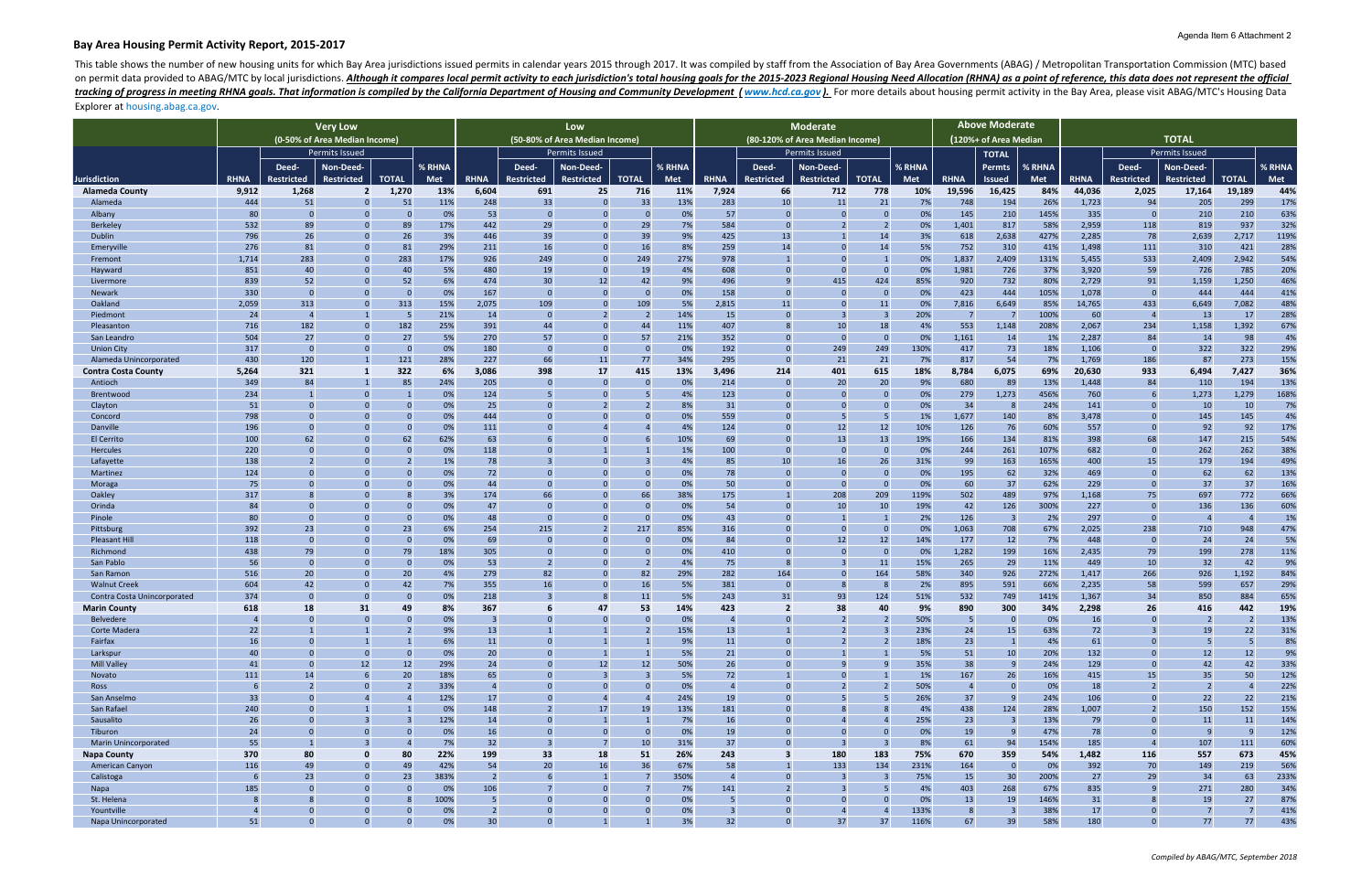## Bay Area Housing Permit Activity Report, 2015-2017

This table shows the number of new housing units for which Bay Area jurisdictions issued permits in calendar years 2015 through 2017. It was compiled by staff from the Association of Bay Area Governments (ABAG) / Metropolitan Transportation Commission (MTC) based on permit data provided to ABAG/MTC by local jurisdictions. ***Although it compares local permit activity to each jurisdiction's total housing goals for the 2015-2023 Regional Housing Need Allocation (RHNA) as a point of reference, this data does not represent the official tracking of progress in meeting RHNA goals. That information is compiled by the California Department of Housing and Community Development ( www.hcd.ca.gov ).*** For more details about housing permit activity in the Bay Area, please visit ABAG/MTC's Housing Data Explorer at housing.abag.ca.gov.

| | Very Low (0-50% of Area Median Income) | | | | | Low (50-80% of Area Median Income) | | | | | Moderate (80-120% of Area Median Income) | | | | | Above Moderate (120%+ of Area Median | | | TOTAL | | | | |
|---|---|---|---|---|---|---|---|---|---|---|---|---|---|---|---|---|---|---|---|---|---|---|---|
| | | Permits Issued | | | | | Permits Issued | | | | | Permits Issued | | | | | TOTAL | | | Permits Issued | | | |
| Jurisdiction | RHNA | Deed-Restricted | Non-Deed-Restricted | TOTAL | % RHNA Met | RHNA | Deed-Restricted | Non-Deed-Restricted | TOTAL | % RHNA Met | RHNA | Deed-Restricted | Non-Deed-Restricted | TOTAL | % RHNA Met | RHNA | Permts Issued | % RHNA Met | RHNA | Deed-Restricted | Non-Deed-Restricted | TOTAL | % RHNA Met |
| **Alameda County** | **9,912** | **1,268** | **2** | **1,270** | **13%** | **6,604** | **691** | **25** | **716** | **11%** | **7,924** | **66** | **712** | **778** | **10%** | **19,596** | **16,425** | **84%** | **44,036** | **2,025** | **17,164** | **19,189** | **44%** |
| Alameda | 444 | 51 | 0 | 51 | 11% | 248 | 33 | 0 | 33 | 13% | 283 | 10 | 11 | 21 | 7% | 748 | 194 | 26% | 1,723 | 94 | 205 | 299 | 17% |
| Albany | 80 | 0 | 0 | 0 | 0% | 53 | 0 | 0 | 0 | 0% | 57 | 0 | 0 | 0 | 0% | 145 | 210 | 145% | 335 | 0 | 210 | 210 | 63% |
| Berkeley | 532 | 89 | 0 | 89 | 17% | 442 | 29 | 0 | 29 | 7% | 584 | 0 | 2 | 2 | 0% | 1,401 | 817 | 58% | 2,959 | 118 | 819 | 937 | 32% |
| Dublin | 796 | 26 | 0 | 26 | 3% | 446 | 39 | 0 | 39 | 9% | 425 | 13 | 1 | 14 | 3% | 618 | 2,638 | 427% | 2,285 | 78 | 2,639 | 2,717 | 119% |
| Emeryville | 276 | 81 | 0 | 81 | 29% | 211 | 16 | 0 | 16 | 8% | 259 | 14 | 0 | 14 | 5% | 752 | 310 | 41% | 1,498 | 111 | 310 | 421 | 28% |
| Fremont | 1,714 | 283 | 0 | 283 | 17% | 926 | 249 | 0 | 249 | 27% | 978 | 1 | 0 | 1 | 0% | 1,837 | 2,409 | 131% | 5,455 | 533 | 2,409 | 2,942 | 54% |
| Hayward | 851 | 40 | 0 | 40 | 5% | 480 | 19 | 0 | 19 | 4% | 608 | 0 | 0 | 0 | 0% | 1,981 | 726 | 37% | 3,920 | 59 | 726 | 785 | 20% |
| Livermore | 839 | 52 | 0 | 52 | 6% | 474 | 30 | 12 | 42 | 9% | 496 | 9 | 415 | 424 | 85% | 920 | 732 | 80% | 2,729 | 91 | 1,159 | 1,250 | 46% |
| Newark | 330 | 0 | 0 | 0 | 0% | 167 | 0 | 0 | 0 | 0% | 158 | 0 | 0 | 0 | 0% | 423 | 444 | 105% | 1,078 | 0 | 444 | 444 | 41% |
| Oakland | 2,059 | 313 | 0 | 313 | 15% | 2,075 | 109 | 0 | 109 | 5% | 2,815 | 11 | 0 | 11 | 0% | 7,816 | 6,649 | 85% | 14,765 | 433 | 6,649 | 7,082 | 48% |
| Piedmont | 24 | 4 | 1 | 5 | 21% | 14 | 0 | 2 | 2 | 14% | 15 | 0 | 3 | 3 | 20% | 7 | 7 | 100% | 60 | 4 | 13 | 17 | 28% |
| Pleasanton | 716 | 182 | 0 | 182 | 25% | 391 | 44 | 0 | 44 | 11% | 407 | 8 | 10 | 18 | 4% | 553 | 1,148 | 208% | 2,067 | 234 | 1,158 | 1,392 | 67% |
| San Leandro | 504 | 27 | 0 | 27 | 5% | 270 | 57 | 0 | 57 | 21% | 352 | 0 | 0 | 0 | 0% | 1,161 | 14 | 1% | 2,287 | 84 | 14 | 98 | 4% |
| Union City | 317 | 0 | 0 | 0 | 0% | 180 | 0 | 0 | 0 | 0% | 192 | 0 | 249 | 249 | 130% | 417 | 73 | 18% | 1,106 | 0 | 322 | 322 | 29% |
| Alameda Unincorporated | 430 | 120 | 1 | 121 | 28% | 227 | 66 | 11 | 77 | 34% | 295 | 0 | 21 | 21 | 7% | 817 | 54 | 7% | 1,769 | 186 | 87 | 273 | 15% |
| **Contra Costa County** | **5,264** | **321** | **1** | **322** | **6%** | **3,086** | **398** | **17** | **415** | **13%** | **3,496** | **214** | **401** | **615** | **18%** | **8,784** | **6,075** | **69%** | **20,630** | **933** | **6,494** | **7,427** | **36%** |
| Antioch | 349 | 84 | 1 | 85 | 24% | 205 | 0 | 0 | 0 | 0% | 214 | 0 | 20 | 20 | 9% | 680 | 89 | 13% | 1,448 | 84 | 110 | 194 | 13% |
| Brentwood | 234 | 1 | 0 | 1 | 0% | 124 | 5 | 0 | 5 | 4% | 123 | 0 | 0 | 0 | 0% | 279 | 1,273 | 456% | 760 | 6 | 1,273 | 1,279 | 168% |
| Clayton | 51 | 0 | 0 | 0 | 0% | 25 | 0 | 2 | 2 | 8% | 31 | 0 | 0 | 0 | 0% | 34 | 8 | 24% | 141 | 0 | 10 | 10 | 7% |
| Concord | 798 | 0 | 0 | 0 | 0% | 444 | 0 | 0 | 0 | 0% | 559 | 0 | 5 | 5 | 1% | 1,677 | 140 | 8% | 3,478 | 0 | 145 | 145 | 4% |
| Danville | 196 | 0 | 0 | 0 | 0% | 111 | 0 | 4 | 4 | 4% | 124 | 0 | 12 | 12 | 10% | 126 | 76 | 60% | 557 | 0 | 92 | 92 | 17% |
| El Cerrito | 100 | 62 | 0 | 62 | 62% | 63 | 6 | 0 | 6 | 10% | 69 | 0 | 13 | 13 | 19% | 166 | 134 | 81% | 398 | 68 | 147 | 215 | 54% |
| Hercules | 220 | 0 | 0 | 0 | 0% | 118 | 0 | 1 | 1 | 1% | 100 | 0 | 0 | 0 | 0% | 244 | 261 | 107% | 682 | 0 | 262 | 262 | 38% |
| Lafayette | 138 | 2 | 0 | 2 | 1% | 78 | 3 | 0 | 3 | 4% | 85 | 10 | 16 | 26 | 31% | 99 | 163 | 165% | 400 | 15 | 179 | 194 | 49% |
| Martinez | 124 | 0 | 0 | 0 | 0% | 72 | 0 | 0 | 0 | 0% | 78 | 0 | 0 | 0 | 0% | 195 | 62 | 32% | 469 | 0 | 62 | 62 | 13% |
| Moraga | 75 | 0 | 0 | 0 | 0% | 44 | 0 | 0 | 0 | 0% | 50 | 0 | 0 | 0 | 0% | 60 | 37 | 62% | 229 | 0 | 37 | 37 | 16% |
| Oakley | 317 | 8 | 0 | 8 | 3% | 174 | 66 | 0 | 66 | 38% | 175 | 1 | 208 | 209 | 119% | 502 | 489 | 97% | 1,168 | 75 | 697 | 772 | 66% |
| Orinda | 84 | 0 | 0 | 0 | 0% | 47 | 0 | 0 | 0 | 0% | 54 | 0 | 10 | 10 | 19% | 42 | 126 | 300% | 227 | 0 | 136 | 136 | 60% |
| Pinole | 80 | 0 | 0 | 0 | 0% | 48 | 0 | 0 | 0 | 0% | 43 | 0 | 1 | 1 | 2% | 126 | 3 | 2% | 297 | 0 | 4 | 4 | 1% |
| Pittsburg | 392 | 23 | 0 | 23 | 6% | 254 | 215 | 2 | 217 | 85% | 316 | 0 | 0 | 0 | 0% | 1,063 | 708 | 67% | 2,025 | 238 | 710 | 948 | 47% |
| Pleasant Hill | 118 | 0 | 0 | 0 | 0% | 69 | 0 | 0 | 0 | 0% | 84 | 0 | 12 | 12 | 14% | 177 | 12 | 7% | 448 | 0 | 24 | 24 | 5% |
| Richmond | 438 | 79 | 0 | 79 | 18% | 305 | 0 | 0 | 0 | 0% | 410 | 0 | 0 | 0 | 0% | 1,282 | 199 | 16% | 2,435 | 79 | 199 | 278 | 11% |
| San Pablo | 56 | 0 | 0 | 0 | 0% | 53 | 2 | 0 | 2 | 4% | 75 | 8 | 3 | 11 | 15% | 265 | 29 | 11% | 449 | 10 | 32 | 42 | 9% |
| San Ramon | 516 | 20 | 0 | 20 | 4% | 279 | 82 | 0 | 82 | 29% | 282 | 164 | 0 | 164 | 58% | 340 | 926 | 272% | 1,417 | 266 | 926 | 1,192 | 84% |
| Walnut Creek | 604 | 42 | 0 | 42 | 7% | 355 | 16 | 0 | 16 | 5% | 381 | 0 | 8 | 8 | 2% | 895 | 591 | 66% | 2,235 | 58 | 599 | 657 | 29% |
| Contra Costa Unincorporated | 374 | 0 | 0 | 0 | 0% | 218 | 3 | 8 | 11 | 5% | 243 | 31 | 93 | 124 | 51% | 532 | 749 | 141% | 1,367 | 34 | 850 | 884 | 65% |
| **Marin County** | **618** | **18** | **31** | **49** | **8%** | **367** | **6** | **47** | **53** | **14%** | **423** | **2** | **38** | **40** | **9%** | **890** | **300** | **34%** | **2,298** | **26** | **416** | **442** | **19%** |
| Belvedere | 4 | 0 | 0 | 0 | 0% | 3 | 0 | 0 | 0 | 0% | 4 | 0 | 2 | 2 | 50% | 5 | 0 | 0% | 16 | 0 | 2 | 2 | 13% |
| Corte Madera | 22 | 1 | 1 | 2 | 9% | 13 | 1 | 1 | 2 | 15% | 13 | 1 | 2 | 3 | 23% | 24 | 15 | 63% | 72 | 3 | 19 | 22 | 31% |
| Fairfax | 16 | 0 | 1 | 1 | 6% | 11 | 0 | 1 | 1 | 9% | 11 | 0 | 2 | 2 | 18% | 23 | 1 | 4% | 61 | 0 | 5 | 5 | 8% |
| Larkspur | 40 | 0 | 0 | 0 | 0% | 20 | 0 | 1 | 1 | 5% | 21 | 0 | 1 | 1 | 5% | 51 | 10 | 20% | 132 | 0 | 12 | 12 | 9% |
| Mill Valley | 41 | 0 | 12 | 12 | 29% | 24 | 0 | 12 | 12 | 50% | 26 | 0 | 9 | 9 | 35% | 38 | 9 | 24% | 129 | 0 | 42 | 42 | 33% |
| Novato | 111 | 14 | 6 | 20 | 18% | 65 | 0 | 3 | 3 | 5% | 72 | 1 | 0 | 1 | 1% | 167 | 26 | 16% | 415 | 15 | 35 | 50 | 12% |
| Ross | 6 | 2 | 0 | 2 | 33% | 4 | 0 | 0 | 0 | 0% | 4 | 0 | 2 | 2 | 50% | 4 | 0 | 0% | 18 | 2 | 2 | 4 | 22% |
| San Anselmo | 33 | 0 | 4 | 4 | 12% | 17 | 0 | 4 | 4 | 24% | 19 | 0 | 5 | 5 | 26% | 37 | 9 | 24% | 106 | 0 | 22 | 22 | 21% |
| San Rafael | 240 | 0 | 1 | 1 | 0% | 148 | 2 | 17 | 19 | 13% | 181 | 0 | 8 | 8 | 4% | 438 | 124 | 28% | 1,007 | 2 | 150 | 152 | 15% |
| Sausalito | 26 | 0 | 3 | 3 | 12% | 14 | 0 | 1 | 1 | 7% | 16 | 0 | 4 | 4 | 25% | 23 | 3 | 13% | 79 | 0 | 11 | 11 | 14% |
| Tiburon | 24 | 0 | 0 | 0 | 0% | 16 | 0 | 0 | 0 | 0% | 19 | 0 | 0 | 0 | 0% | 19 | 9 | 47% | 78 | 0 | 9 | 9 | 12% |
| Marin Unincorporated | 55 | 1 | 3 | 4 | 7% | 32 | 3 | 7 | 10 | 31% | 37 | 0 | 3 | 3 | 8% | 61 | 94 | 154% | 185 | 4 | 107 | 111 | 60% |
| **Napa County** | **370** | **80** | **0** | **80** | **22%** | **199** | **33** | **18** | **51** | **26%** | **243** | **3** | **180** | **183** | **75%** | **670** | **359** | **54%** | **1,482** | **116** | **557** | **673** | **45%** |
| American Canyon | 116 | 49 | 0 | 49 | 42% | 54 | 20 | 16 | 36 | 67% | 58 | 1 | 133 | 134 | 231% | 164 | 0 | 0% | 392 | 70 | 149 | 219 | 56% |
| Calistoga | 6 | 23 | 0 | 23 | 383% | 2 | 6 | 1 | 7 | 350% | 4 | 0 | 3 | 3 | 75% | 15 | 30 | 200% | 27 | 29 | 34 | 63 | 233% |
| Napa | 185 | 0 | 0 | 0 | 0% | 106 | 7 | 0 | 7 | 7% | 141 | 2 | 3 | 5 | 4% | 403 | 268 | 67% | 835 | 9 | 271 | 280 | 34% |
| St. Helena | 8 | 8 | 0 | 8 | 100% | 5 | 0 | 0 | 0 | 0% | 5 | 0 | 0 | 0 | 0% | 13 | 19 | 146% | 31 | 8 | 19 | 27 | 87% |
| Yountville | 4 | 0 | 0 | 0 | 0% | 2 | 0 | 0 | 0 | 0% | 3 | 0 | 4 | 4 | 133% | 8 | 3 | 38% | 17 | 0 | 7 | 7 | 41% |
| Napa Unincorporated | 51 | 0 | 0 | 0 | 0% | 30 | 0 | 1 | 1 | 3% | 32 | 0 | 37 | 37 | 116% | 67 | 39 | 58% | 180 | 0 | 77 | 77 | 43% |

*Compiled by ABAG/MTC, September 2018*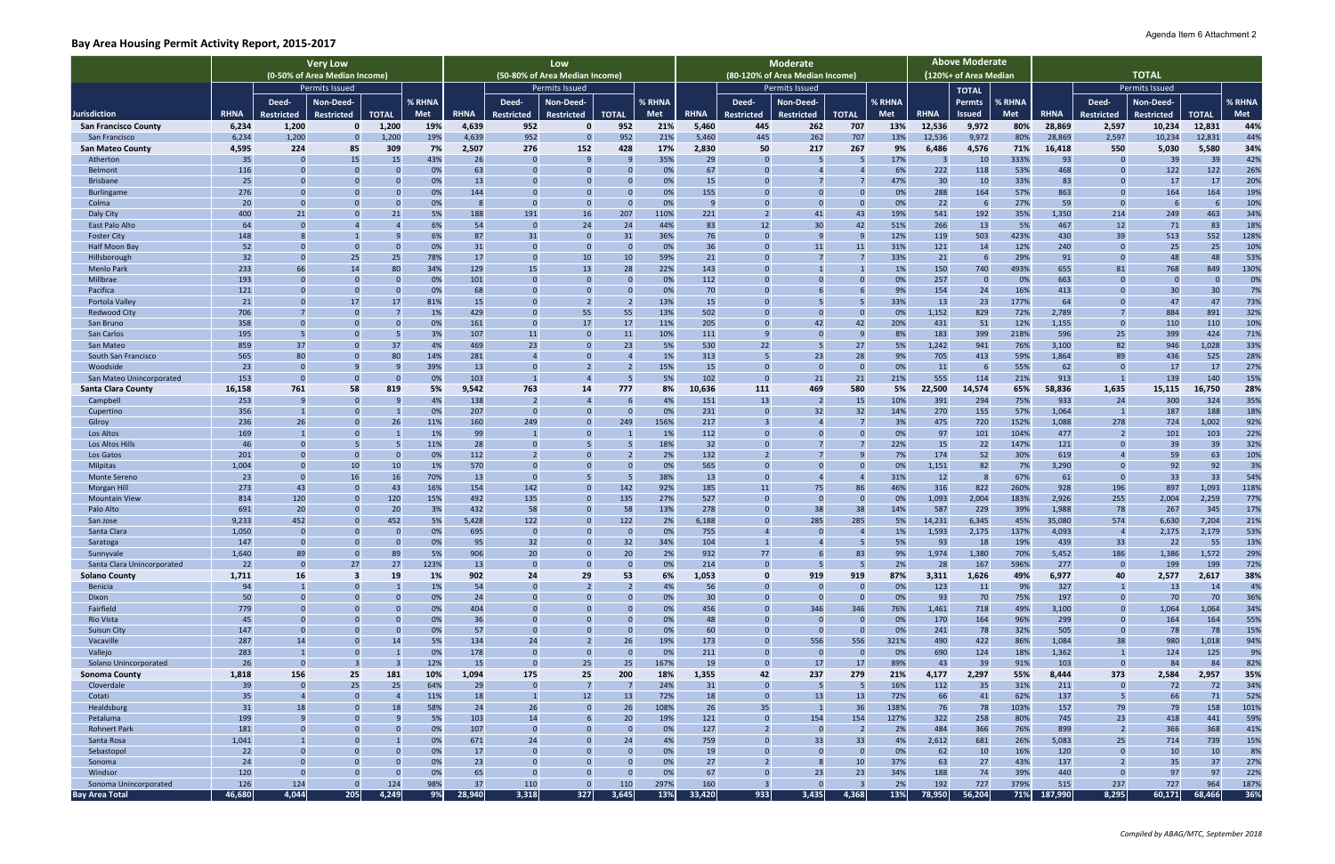# Bay Area Housing Permit Activity Report, 2015-2017

Agenda Item 6 Attachment 2

| Jurisdiction | Very Low (0-50% of Area Median Income) | | | | | Low (50-80% of Area Median Income) | | | | | Moderate (80-120% of Area Median Income) | | | | | Above Moderate (120%+ of Area Median | | | TOTAL | | | | |
|---|---|---|---|---|---|---|---|---|---|---|---|---|---|---|---|---|---|---|---|---|---|---|---|
| | RHNA | Permits Issued Deed-Restricted | Permits Issued Non-Deed-Restricted | Permits Issued TOTAL | % RHNA Met | RHNA | Permits Issued Deed-Restricted | Permits Issued Non-Deed-Restricted | Permits Issued TOTAL | % RHNA Met | RHNA | Permits Issued Deed-Restricted | Permits Issued Non-Deed-Restricted | Permits Issued TOTAL | % RHNA Met | RHNA | TOTAL Permits Issued | % RHNA Met | RHNA | Permits Issued Deed-Restricted | Permits Issued Non-Deed-Restricted | Permits Issued TOTAL | % RHNA Met |
| **San Francisco County** | **6,234** | **1,200** | **0** | **1,200** | **19%** | **4,639** | **952** | **0** | **952** | **21%** | **5,460** | **445** | **262** | **707** | **13%** | **12,536** | **9,972** | **80%** | **28,869** | **2,597** | **10,234** | **12,831** | **44%** |
| San Francisco | 6,234 | 1,200 | 0 | 1,200 | 19% | 4,639 | 952 | 0 | 952 | 21% | 5,460 | 445 | 262 | 707 | 13% | 12,536 | 9,972 | 80% | 28,869 | 2,597 | 10,234 | 12,831 | 44% |
| **San Mateo County** | **4,595** | **224** | **85** | **309** | **7%** | **2,507** | **276** | **152** | **428** | **17%** | **2,830** | **50** | **217** | **267** | **9%** | **6,486** | **4,576** | **71%** | **16,418** | **550** | **5,030** | **5,580** | **34%** |
| Atherton | 35 | 0 | 15 | 15 | 43% | 26 | 0 | 9 | 9 | 35% | 29 | 0 | 5 | 5 | 17% | 3 | 10 | 333% | 93 | 0 | 39 | 39 | 42% |
| Belmont | 116 | 0 | 0 | 0 | 0% | 63 | 0 | 0 | 0 | 0% | 67 | 0 | 4 | 4 | 6% | 222 | 118 | 53% | 468 | 0 | 122 | 122 | 26% |
| Brisbane | 25 | 0 | 0 | 0 | 0% | 13 | 0 | 0 | 0 | 0% | 15 | 0 | 7 | 7 | 47% | 30 | 10 | 33% | 83 | 0 | 17 | 17 | 20% |
| Burlingame | 276 | 0 | 0 | 0 | 0% | 144 | 0 | 0 | 0 | 0% | 155 | 0 | 0 | 0 | 0% | 288 | 164 | 57% | 863 | 0 | 164 | 164 | 19% |
| Colma | 20 | 0 | 0 | 0 | 0% | 8 | 0 | 0 | 0 | 0% | 9 | 0 | 0 | 0 | 0% | 22 | 6 | 27% | 59 | 0 | 6 | 6 | 10% |
| Daly City | 400 | 21 | 0 | 21 | 5% | 188 | 191 | 16 | 207 | 110% | 221 | 2 | 41 | 43 | 19% | 541 | 192 | 35% | 1,350 | 214 | 249 | 463 | 34% |
| East Palo Alto | 64 | 0 | 4 | 4 | 6% | 54 | 0 | 24 | 24 | 44% | 83 | 12 | 30 | 42 | 51% | 266 | 13 | 5% | 467 | 12 | 71 | 83 | 18% |
| Foster City | 148 | 8 | 1 | 9 | 6% | 87 | 31 | 0 | 31 | 36% | 76 | 0 | 9 | 9 | 12% | 119 | 503 | 423% | 430 | 39 | 513 | 552 | 128% |
| Half Moon Bay | 52 | 0 | 0 | 0 | 0% | 31 | 0 | 0 | 0 | 0% | 36 | 0 | 11 | 11 | 31% | 121 | 14 | 12% | 240 | 0 | 25 | 25 | 10% |
| Hillsborough | 32 | 0 | 25 | 25 | 78% | 17 | 0 | 10 | 10 | 59% | 21 | 0 | 7 | 7 | 33% | 21 | 6 | 29% | 91 | 0 | 48 | 48 | 53% |
| Menlo Park | 233 | 66 | 14 | 80 | 34% | 129 | 15 | 13 | 28 | 22% | 143 | 0 | 1 | 1 | 1% | 150 | 740 | 493% | 655 | 81 | 768 | 849 | 130% |
| Millbrae | 193 | 0 | 0 | 0 | 0% | 101 | 0 | 0 | 0 | 0% | 112 | 0 | 0 | 0 | 0% | 257 | 0 | 0% | 663 | 0 | 0 | 0 | 0% |
| Pacifica | 121 | 0 | 0 | 0 | 0% | 68 | 0 | 0 | 0 | 0% | 70 | 0 | 6 | 6 | 9% | 154 | 24 | 16% | 413 | 0 | 30 | 30 | 7% |
| Portola Valley | 21 | 0 | 17 | 17 | 81% | 15 | 0 | 2 | 2 | 13% | 15 | 0 | 5 | 5 | 33% | 13 | 23 | 177% | 64 | 0 | 47 | 47 | 73% |
| Redwood City | 706 | 7 | 0 | 7 | 1% | 429 | 0 | 55 | 55 | 13% | 502 | 0 | 0 | 0 | 0% | 1,152 | 829 | 72% | 2,789 | 7 | 884 | 891 | 32% |
| San Bruno | 358 | 0 | 0 | 0 | 0% | 161 | 0 | 17 | 17 | 11% | 205 | 0 | 42 | 42 | 20% | 431 | 51 | 12% | 1,155 | 0 | 110 | 110 | 10% |
| San Carlos | 195 | 5 | 0 | 5 | 3% | 107 | 11 | 0 | 11 | 10% | 111 | 9 | 0 | 9 | 8% | 183 | 399 | 218% | 596 | 25 | 399 | 424 | 71% |
| San Mateo | 859 | 37 | 0 | 37 | 4% | 469 | 23 | 0 | 23 | 5% | 530 | 22 | 5 | 27 | 5% | 1,242 | 941 | 76% | 3,100 | 82 | 946 | 1,028 | 33% |
| South San Francisco | 565 | 80 | 0 | 80 | 14% | 281 | 4 | 0 | 4 | 1% | 313 | 5 | 23 | 28 | 9% | 705 | 413 | 59% | 1,864 | 89 | 436 | 525 | 28% |
| Woodside | 23 | 0 | 9 | 9 | 39% | 13 | 0 | 2 | 2 | 15% | 15 | 0 | 0 | 0 | 0% | 11 | 6 | 55% | 62 | 0 | 17 | 17 | 27% |
| San Mateo Unincorporated | 153 | 0 | 0 | 0 | 0% | 103 | 1 | 4 | 5 | 5% | 102 | 0 | 21 | 21 | 21% | 555 | 114 | 21% | 913 | 1 | 139 | 140 | 15% |
| **Santa Clara County** | **16,158** | **761** | **58** | **819** | **5%** | **9,542** | **763** | **14** | **777** | **8%** | **10,636** | **111** | **469** | **580** | **5%** | **22,500** | **14,574** | **65%** | **58,836** | **1,635** | **15,115** | **16,750** | **28%** |
| Campbell | 253 | 9 | 0 | 9 | 4% | 138 | 2 | 4 | 6 | 4% | 151 | 13 | 2 | 15 | 10% | 391 | 294 | 75% | 933 | 24 | 300 | 324 | 35% |
| Cupertino | 356 | 1 | 0 | 1 | 0% | 207 | 0 | 0 | 0 | 0% | 231 | 0 | 32 | 32 | 14% | 270 | 155 | 57% | 1,064 | 1 | 187 | 188 | 18% |
| Gilroy | 236 | 26 | 0 | 26 | 11% | 160 | 249 | 0 | 249 | 156% | 217 | 3 | 4 | 7 | 3% | 475 | 720 | 152% | 1,088 | 278 | 724 | 1,002 | 92% |
| Los Altos | 169 | 1 | 0 | 1 | 1% | 99 | 1 | 0 | 1 | 1% | 112 | 0 | 0 | 0 | 0% | 97 | 101 | 104% | 477 | 2 | 101 | 103 | 22% |
| Los Altos Hills | 46 | 0 | 5 | 5 | 11% | 28 | 0 | 5 | 5 | 18% | 32 | 0 | 7 | 7 | 22% | 15 | 22 | 147% | 121 | 0 | 39 | 39 | 32% |
| Los Gatos | 201 | 0 | 0 | 0 | 0% | 112 | 2 | 0 | 2 | 2% | 132 | 2 | 7 | 9 | 7% | 174 | 52 | 30% | 619 | 4 | 59 | 63 | 10% |
| Milpitas | 1,004 | 0 | 10 | 10 | 1% | 570 | 0 | 0 | 0 | 0% | 565 | 0 | 0 | 0 | 0% | 1,151 | 82 | 7% | 3,290 | 0 | 92 | 92 | 3% |
| Monte Sereno | 23 | 0 | 16 | 16 | 70% | 13 | 0 | 5 | 5 | 38% | 13 | 0 | 4 | 4 | 31% | 12 | 8 | 67% | 61 | 0 | 33 | 33 | 54% |
| Morgan Hill | 273 | 43 | 0 | 43 | 16% | 154 | 142 | 0 | 142 | 92% | 185 | 11 | 75 | 86 | 46% | 316 | 822 | 260% | 928 | 196 | 897 | 1,093 | 118% |
| Mountain View | 814 | 120 | 0 | 120 | 15% | 492 | 135 | 0 | 135 | 27% | 527 | 0 | 0 | 0 | 0% | 1,093 | 2,004 | 183% | 2,926 | 255 | 2,004 | 2,259 | 77% |
| Palo Alto | 691 | 20 | 0 | 20 | 3% | 432 | 58 | 0 | 58 | 13% | 278 | 0 | 38 | 38 | 14% | 587 | 229 | 39% | 1,988 | 78 | 267 | 345 | 17% |
| San Jose | 9,233 | 452 | 0 | 452 | 5% | 5,428 | 122 | 0 | 122 | 2% | 6,188 | 0 | 285 | 285 | 5% | 14,231 | 6,345 | 45% | 35,080 | 574 | 6,630 | 7,204 | 21% |
| Santa Clara | 1,050 | 0 | 0 | 0 | 0% | 695 | 0 | 0 | 0 | 0% | 755 | 4 | 0 | 4 | 1% | 1,593 | 2,175 | 137% | 4,093 | 4 | 2,175 | 2,179 | 53% |
| Saratoga | 147 | 0 | 0 | 0 | 0% | 95 | 32 | 0 | 32 | 34% | 104 | 1 | 4 | 5 | 5% | 93 | 18 | 19% | 439 | 33 | 22 | 55 | 13% |
| Sunnyvale | 1,640 | 89 | 0 | 89 | 5% | 906 | 20 | 0 | 20 | 2% | 932 | 77 | 6 | 83 | 9% | 1,974 | 1,380 | 70% | 5,452 | 186 | 1,386 | 1,572 | 29% |
| Santa Clara Unincorporated | 22 | 0 | 27 | 27 | 123% | 13 | 0 | 0 | 0 | 0% | 214 | 0 | 5 | 5 | 2% | 28 | 167 | 596% | 277 | 0 | 199 | 199 | 72% |
| **Solano County** | **1,711** | **16** | **3** | **19** | **1%** | **902** | **24** | **29** | **53** | **6%** | **1,053** | **0** | **919** | **919** | **87%** | **3,311** | **1,626** | **49%** | **6,977** | **40** | **2,577** | **2,617** | **38%** |
| Benicia | 94 | 1 | 0 | 1 | 1% | 54 | 0 | 2 | 2 | 4% | 56 | 0 | 0 | 0 | 0% | 123 | 11 | 9% | 327 | 1 | 13 | 14 | 4% |
| Dixon | 50 | 0 | 0 | 0 | 0% | 24 | 0 | 0 | 0 | 0% | 30 | 0 | 0 | 0 | 0% | 93 | 70 | 75% | 197 | 0 | 70 | 70 | 36% |
| Fairfield | 779 | 0 | 0 | 0 | 0% | 404 | 0 | 0 | 0 | 0% | 456 | 0 | 346 | 346 | 76% | 1,461 | 718 | 49% | 3,100 | 0 | 1,064 | 1,064 | 34% |
| Rio Vista | 45 | 0 | 0 | 0 | 0% | 36 | 0 | 0 | 0 | 0% | 48 | 0 | 0 | 0 | 0% | 170 | 164 | 96% | 299 | 0 | 164 | 164 | 55% |
| Suisun City | 147 | 0 | 0 | 0 | 0% | 57 | 0 | 0 | 0 | 0% | 60 | 0 | 0 | 0 | 0% | 241 | 78 | 32% | 505 | 0 | 78 | 78 | 15% |
| Vacaville | 287 | 14 | 0 | 14 | 5% | 134 | 24 | 2 | 26 | 19% | 173 | 0 | 556 | 556 | 321% | 490 | 422 | 86% | 1,084 | 38 | 980 | 1,018 | 94% |
| Vallejo | 283 | 1 | 0 | 1 | 0% | 178 | 0 | 0 | 0 | 0% | 211 | 0 | 0 | 0 | 0% | 690 | 124 | 18% | 1,362 | 1 | 124 | 125 | 9% |
| Solano Unincorporated | 26 | 0 | 3 | 3 | 12% | 15 | 0 | 25 | 25 | 167% | 19 | 0 | 17 | 17 | 89% | 43 | 39 | 91% | 103 | 0 | 84 | 84 | 82% |
| **Sonoma County** | **1,818** | **156** | **25** | **181** | **10%** | **1,094** | **175** | **25** | **200** | **18%** | **1,355** | **42** | **237** | **279** | **21%** | **4,177** | **2,297** | **55%** | **8,444** | **373** | **2,584** | **2,957** | **35%** |
| Cloverdale | 39 | 0 | 25 | 25 | 64% | 29 | 0 | 7 | 7 | 24% | 31 | 0 | 5 | 5 | 16% | 112 | 35 | 31% | 211 | 0 | 72 | 72 | 34% |
| Cotati | 35 | 4 | 0 | 4 | 11% | 18 | 1 | 12 | 13 | 72% | 18 | 0 | 13 | 13 | 72% | 66 | 41 | 62% | 137 | 5 | 66 | 71 | 52% |
| Healdsburg | 31 | 18 | 0 | 18 | 58% | 24 | 26 | 0 | 26 | 108% | 26 | 35 | 1 | 36 | 138% | 76 | 78 | 103% | 157 | 79 | 79 | 158 | 101% |
| Petaluma | 199 | 9 | 0 | 9 | 5% | 103 | 14 | 6 | 20 | 19% | 121 | 0 | 154 | 154 | 127% | 322 | 258 | 80% | 745 | 23 | 418 | 441 | 59% |
| Rohnert Park | 181 | 0 | 0 | 0 | 0% | 107 | 0 | 0 | 0 | 0% | 127 | 2 | 0 | 2 | 2% | 484 | 366 | 76% | 899 | 2 | 366 | 368 | 41% |
| Santa Rosa | 1,041 | 1 | 0 | 1 | 0% | 671 | 24 | 0 | 24 | 4% | 759 | 0 | 33 | 33 | 4% | 2,612 | 681 | 26% | 5,083 | 25 | 714 | 739 | 15% |
| Sebastopol | 22 | 0 | 0 | 0 | 0% | 17 | 0 | 0 | 0 | 0% | 19 | 0 | 0 | 0 | 0% | 62 | 10 | 16% | 120 | 0 | 10 | 10 | 8% |
| Sonoma | 24 | 0 | 0 | 0 | 0% | 23 | 0 | 0 | 0 | 0% | 27 | 2 | 8 | 10 | 37% | 63 | 27 | 43% | 137 | 2 | 35 | 37 | 27% |
| Windsor | 120 | 0 | 0 | 0 | 0% | 65 | 0 | 0 | 0 | 0% | 67 | 0 | 23 | 23 | 34% | 188 | 74 | 39% | 440 | 0 | 97 | 97 | 22% |
| Sonoma Unincorporated | 126 | 124 | 0 | 124 | 98% | 37 | 110 | 0 | 110 | 297% | 160 | 3 | 0 | 3 | 2% | 192 | 727 | 379% | 515 | 237 | 727 | 964 | 187% |
| **Bay Area Total** | **46,680** | **4,044** | **205** | **4,249** | **9%** | **28,940** | **3,318** | **327** | **3,645** | **13%** | **33,420** | **933** | **3,435** | **4,368** | **13%** | **78,950** | **56,204** | **71%** | **187,990** | **8,295** | **60,171** | **68,466** | **36%** |

*Compiled by ABAG/MTC, September 2018*